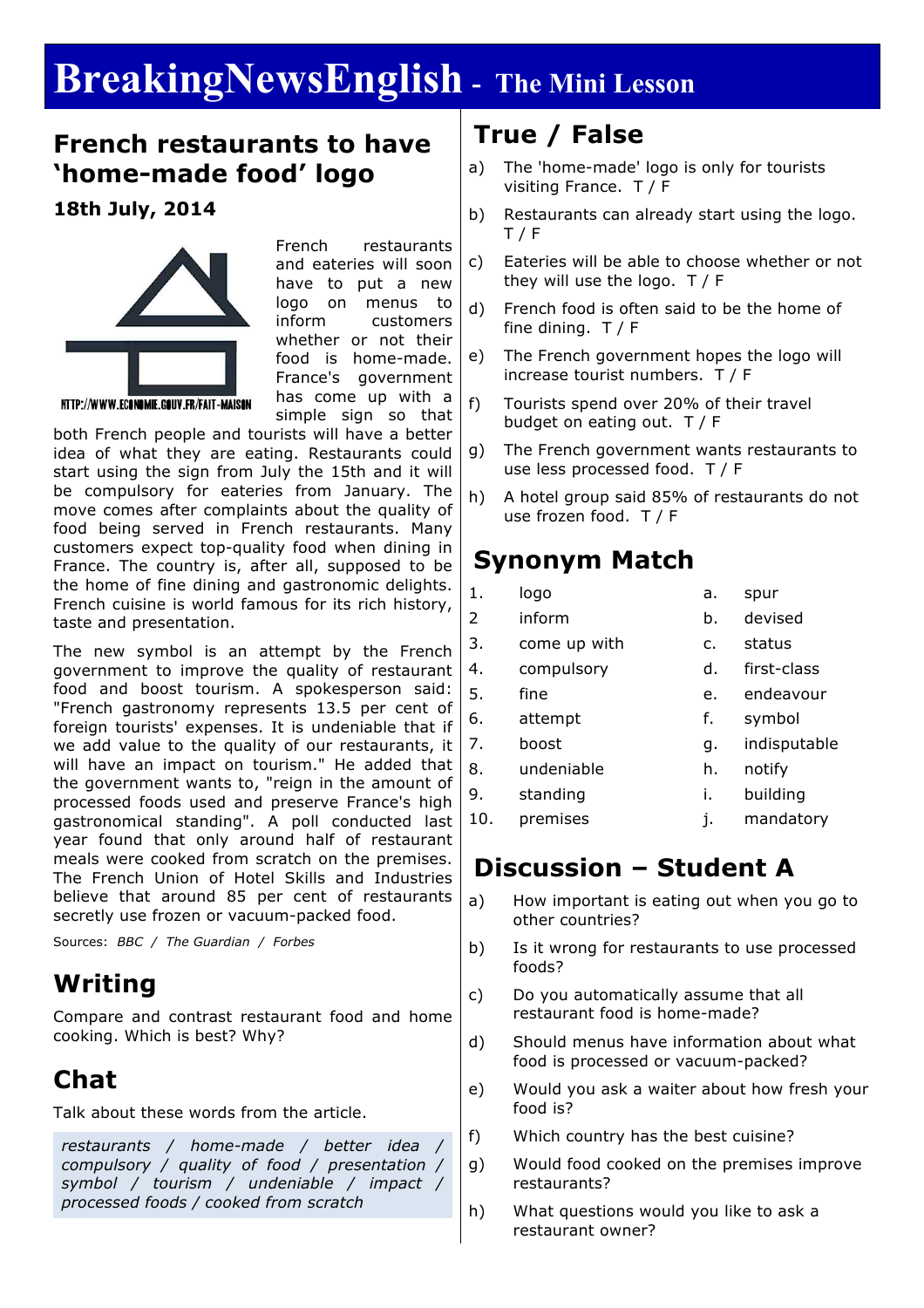# BreakingNewsEnglish - The Mini Lesson

## French restaurants to have 'home-made food' logo

**18th July, 2014**

HTTP://WWW.ECONOMIE.GOUV.FR/FAIT-MAISON

French restaurants and eateries will soon have to put a new logo on menus to inform customers whether or not their food is home-made. France's government has come up with a simple sign so that both French people and tourists will have a better idea of what they are eating. Restaurants could start using the sign from July the 15th and it will be compulsory for eateries from January. The move comes after complaints about the quality of food being served in French restaurants. Many customers expect top-quality food when dining in France. The country is, after all, supposed to be the home of fine dining and gastronomic delights. French cuisine is world famous for its rich history, taste and presentation.

The new symbol is an attempt by the French government to improve the quality of restaurant food and boost tourism. A spokesperson said: "French gastronomy represents 13.5 per cent of foreign tourists' expenses. It is undeniable that if we add value to the quality of our restaurants, it will have an impact on tourism." He added that the government wants to, "reign in the amount of processed foods used and preserve France's high gastronomical standing". A poll conducted last year found that only around half of restaurant meals were cooked from scratch on the premises. The French Union of Hotel Skills and Industries believe that around 85 per cent of restaurants secretly use frozen or vacuum-packed food.

Sources: *BBC / The Guardian / Forbes*

## Writing

Compare and contrast restaurant food and home cooking. Which is best? Why?

## Chat

Talk about these words from the article.

*restaurants / home-made / better idea / compulsory / quality of food / presentation / symbol / tourism / undeniable / impact / processed foods / cooked from scratch*

## True / False

a) The 'home-made' logo is only for tourists visiting France. T / F

b) Restaurants can already start using the logo. T / F

c) Eateries will be able to choose whether or not they will use the logo. T / F

d) French food is often said to be the home of fine dining. T / F

e) The French government hopes the logo will increase tourist numbers. T / F

f) Tourists spend over 20% of their travel budget on eating out. T / F

g) The French government wants restaurants to use less processed food. T / F

h) A hotel group said 85% of restaurants do not use frozen food. T / F

## Synonym Match

| | | | |
|---|---|---|---|
| 1. | logo | a. | spur |
| 2 | inform | b. | devised |
| 3. | come up with | c. | status |
| 4. | compulsory | d. | first-class |
| 5. | fine | e. | endeavour |
| 6. | attempt | f. | symbol |
| 7. | boost | g. | indisputable |
| 8. | undeniable | h. | notify |
| 9. | standing | i. | building |
| 10. | premises | j. | mandatory |

## Discussion – Student A

a) How important is eating out when you go to other countries?

b) Is it wrong for restaurants to use processed foods?

c) Do you automatically assume that all restaurant food is home-made?

d) Should menus have information about what food is processed or vacuum-packed?

e) Would you ask a waiter about how fresh your food is?

f) Which country has the best cuisine?

g) Would food cooked on the premises improve restaurants?

h) What questions would you like to ask a restaurant owner?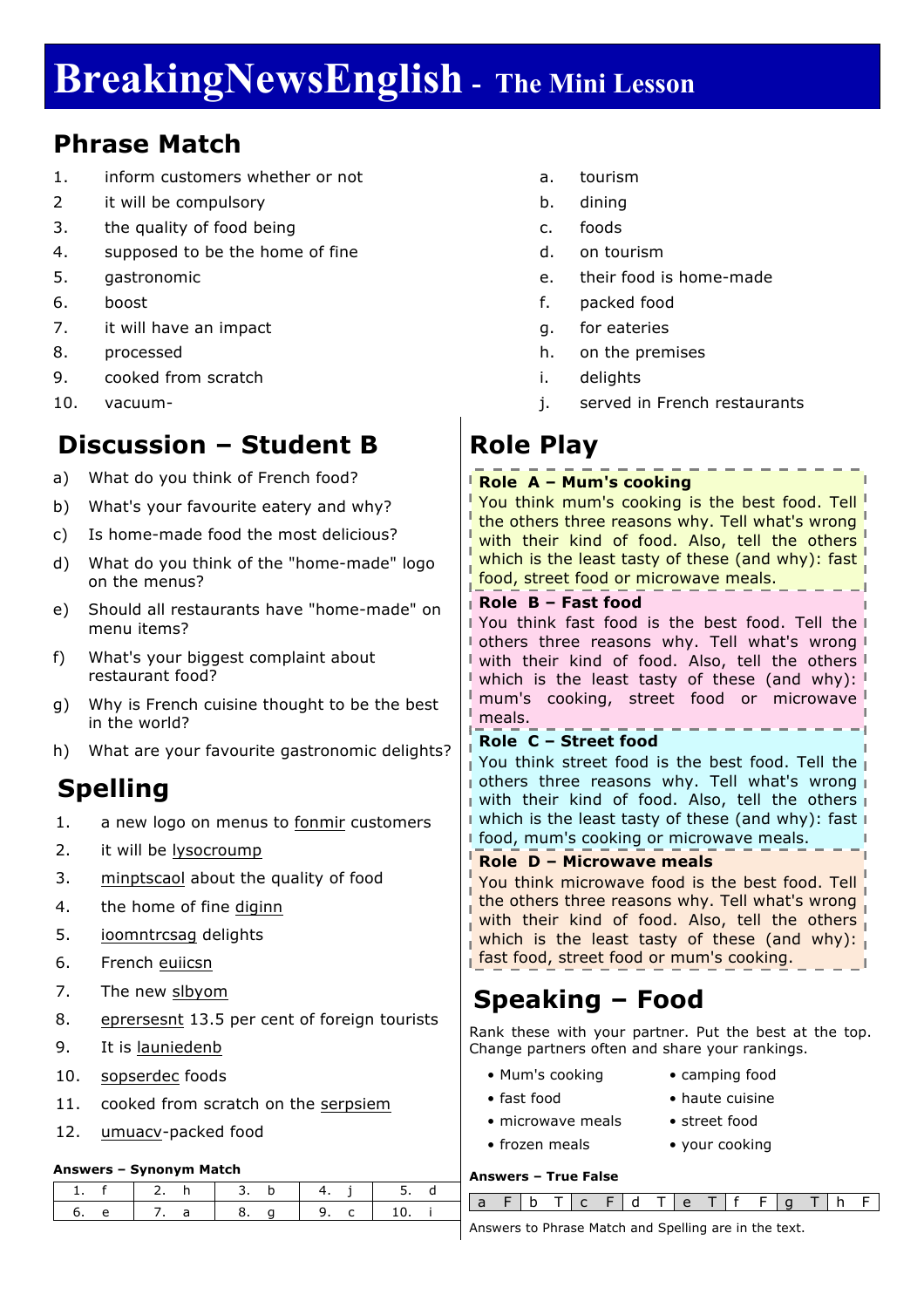# BreakingNewsEnglish - The Mini Lesson

## Phrase Match

1. inform customers whether or not
2 it will be compulsory
3. the quality of food being
4. supposed to be the home of fine
5. gastronomic
6. boost
7. it will have an impact
8. processed
9. cooked from scratch
10. vacuum-

a. tourism
b. dining
c. foods
d. on tourism
e. their food is home-made
f. packed food
g. for eateries
h. on the premises
i. delights
j. served in French restaurants

## Discussion – Student B

a) What do you think of French food?
b) What's your favourite eatery and why?
c) Is home-made food the most delicious?
d) What do you think of the "home-made" logo on the menus?
e) Should all restaurants have "home-made" on menu items?
f) What's your biggest complaint about restaurant food?
g) Why is French cuisine thought to be the best in the world?
h) What are your favourite gastronomic delights?

## Spelling

1. a new logo on menus to fonmir customers
2. it will be lysocroump
3. minptscaol about the quality of food
4. the home of fine diginn
5. ioomntrcsag delights
6. French euiicsn
7. The new slbyom
8. eprersesnt 13.5 per cent of foreign tourists
9. It is launiedenb
10. sopserdec foods
11. cooked from scratch on the serpsiem
12. umuacv-packed food

**Answers – Synonym Match**

| | | | | |
|---|---|---|---|---|
| 1. f | 2. h | 3. b | 4. j | 5. d |
| 6. e | 7. a | 8. g | 9. c | 10. i |

## Role Play

**Role A – Mum's cooking**
You think mum's cooking is the best food. Tell the others three reasons why. Tell what's wrong with their kind of food. Also, tell the others which is the least tasty of these (and why): fast food, street food or microwave meals.

**Role B – Fast food**
You think fast food is the best food. Tell the others three reasons why. Tell what's wrong with their kind of food. Also, tell the others which is the least tasty of these (and why): mum's cooking, street food or microwave meals.

**Role C – Street food**
You think street food is the best food. Tell the others three reasons why. Tell what's wrong with their kind of food. Also, tell the others which is the least tasty of these (and why): fast food, mum's cooking or microwave meals.

**Role D – Microwave meals**
You think microwave food is the best food. Tell the others three reasons why. Tell what's wrong with their kind of food. Also, tell the others which is the least tasty of these (and why): fast food, street food or mum's cooking.

## Speaking – Food

Rank these with your partner. Put the best at the top. Change partners often and share your rankings.

- Mum's cooking
- fast food
- microwave meals
- frozen meals
- camping food
- haute cuisine
- street food
- your cooking

**Answers – True False**

| | | | | | | | | | | | | | | | |
|---|---|---|---|---|---|---|---|---|---|---|---|---|---|---|---|
| a | F | b | T | c | F | d | T | e | T | f | F | g | T | h | F |

Answers to Phrase Match and Spelling are in the text.